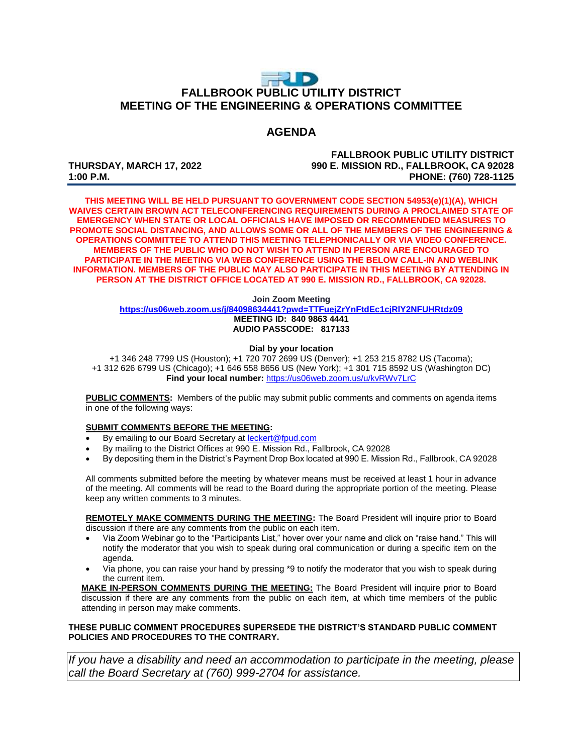# FALLBROOK PUBLIC UTILITY DISTRICT
# MEETING OF THE ENGINEERING & OPERATIONS COMMITTEE

## AGENDA

**THURSDAY, MARCH 17, 2022**
**1:00 P.M.**

**FALLBROOK PUBLIC UTILITY DISTRICT**
**990 E. MISSION RD., FALLBROOK, CA 92028**
**PHONE: (760) 728-1125**

---

**THIS MEETING WILL BE HELD PURSUANT TO GOVERNMENT CODE SECTION 54953(e)(1)(A), WHICH WAIVES CERTAIN BROWN ACT TELECONFERENCING REQUIREMENTS DURING A PROCLAIMED STATE OF EMERGENCY WHEN STATE OR LOCAL OFFICIALS HAVE IMPOSED OR RECOMMENDED MEASURES TO PROMOTE SOCIAL DISTANCING, AND ALLOWS SOME OR ALL OF THE MEMBERS OF THE ENGINEERING & OPERATIONS COMMITTEE TO ATTEND THIS MEETING TELEPHONICALLY OR VIA VIDEO CONFERENCE. MEMBERS OF THE PUBLIC WHO DO NOT WISH TO ATTEND IN PERSON ARE ENCOURAGED TO PARTICIPATE IN THE MEETING VIA WEB CONFERENCE USING THE BELOW CALL-IN AND WEBLINK INFORMATION. MEMBERS OF THE PUBLIC MAY ALSO PARTICIPATE IN THIS MEETING BY ATTENDING IN PERSON AT THE DISTRICT OFFICE LOCATED AT 990 E. MISSION RD., FALLBROOK, CA 92028.**

**Join Zoom Meeting**
**https://us06web.zoom.us/j/84098634441?pwd=TTFuejZrYnFtdEc1cjRlY2NFUHRtdz09**
**MEETING ID: 840 9863 4441**
**AUDIO PASSCODE: 817133**

**Dial by your location**
+1 346 248 7799 US (Houston); +1 720 707 2699 US (Denver); +1 253 215 8782 US (Tacoma);
+1 312 626 6799 US (Chicago); +1 646 558 8656 US (New York); +1 301 715 8592 US (Washington DC)
**Find your local number:** https://us06web.zoom.us/u/kvRWv7LrC

**PUBLIC COMMENTS:** Members of the public may submit public comments and comments on agenda items in one of the following ways:

**SUBMIT COMMENTS BEFORE THE MEETING:**

- By emailing to our Board Secretary at leckert@fpud.com
- By mailing to the District Offices at 990 E. Mission Rd., Fallbrook, CA 92028
- By depositing them in the District's Payment Drop Box located at 990 E. Mission Rd., Fallbrook, CA 92028

All comments submitted before the meeting by whatever means must be received at least 1 hour in advance of the meeting. All comments will be read to the Board during the appropriate portion of the meeting. Please keep any written comments to 3 minutes.

**REMOTELY MAKE COMMENTS DURING THE MEETING:** The Board President will inquire prior to Board discussion if there are any comments from the public on each item.

- Via Zoom Webinar go to the "Participants List," hover over your name and click on "raise hand." This will notify the moderator that you wish to speak during oral communication or during a specific item on the agenda.
- Via phone, you can raise your hand by pressing *9 to notify the moderator that you wish to speak during the current item.

**MAKE IN-PERSON COMMENTS DURING THE MEETING:** The Board President will inquire prior to Board discussion if there are any comments from the public on each item, at which time members of the public attending in person may make comments.

**THESE PUBLIC COMMENT PROCEDURES SUPERSEDE THE DISTRICT'S STANDARD PUBLIC COMMENT POLICIES AND PROCEDURES TO THE CONTRARY.**

*If you have a disability and need an accommodation to participate in the meeting, please call the Board Secretary at (760) 999-2704 for assistance.*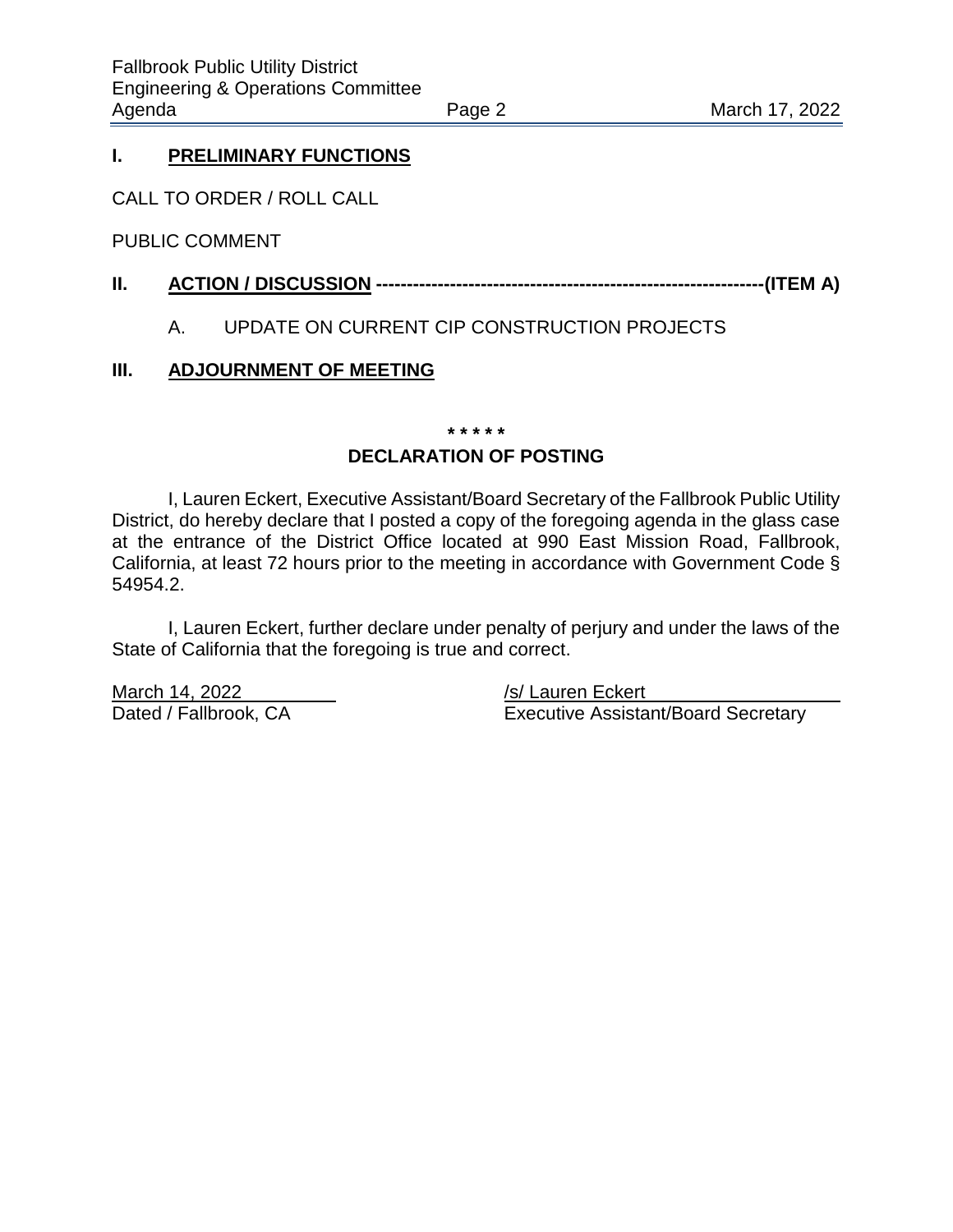## I. PRELIMINARY FUNCTIONS

CALL TO ORDER / ROLL CALL

PUBLIC COMMENT

## II. ACTION / DISCUSSION --------------------------------------------------------------(ITEM A)

A. UPDATE ON CURRENT CIP CONSTRUCTION PROJECTS

## III. ADJOURNMENT OF MEETING

* * * * *

**DECLARATION OF POSTING**

I, Lauren Eckert, Executive Assistant/Board Secretary of the Fallbrook Public Utility District, do hereby declare that I posted a copy of the foregoing agenda in the glass case at the entrance of the District Office located at 990 East Mission Road, Fallbrook, California, at least 72 hours prior to the meeting in accordance with Government Code § 54954.2.

I, Lauren Eckert, further declare under penalty of perjury and under the laws of the State of California that the foregoing is true and correct.

| | |
|---|---|
| March 14, 2022 | /s/ Lauren Eckert |
| Dated / Fallbrook, CA | Executive Assistant/Board Secretary |